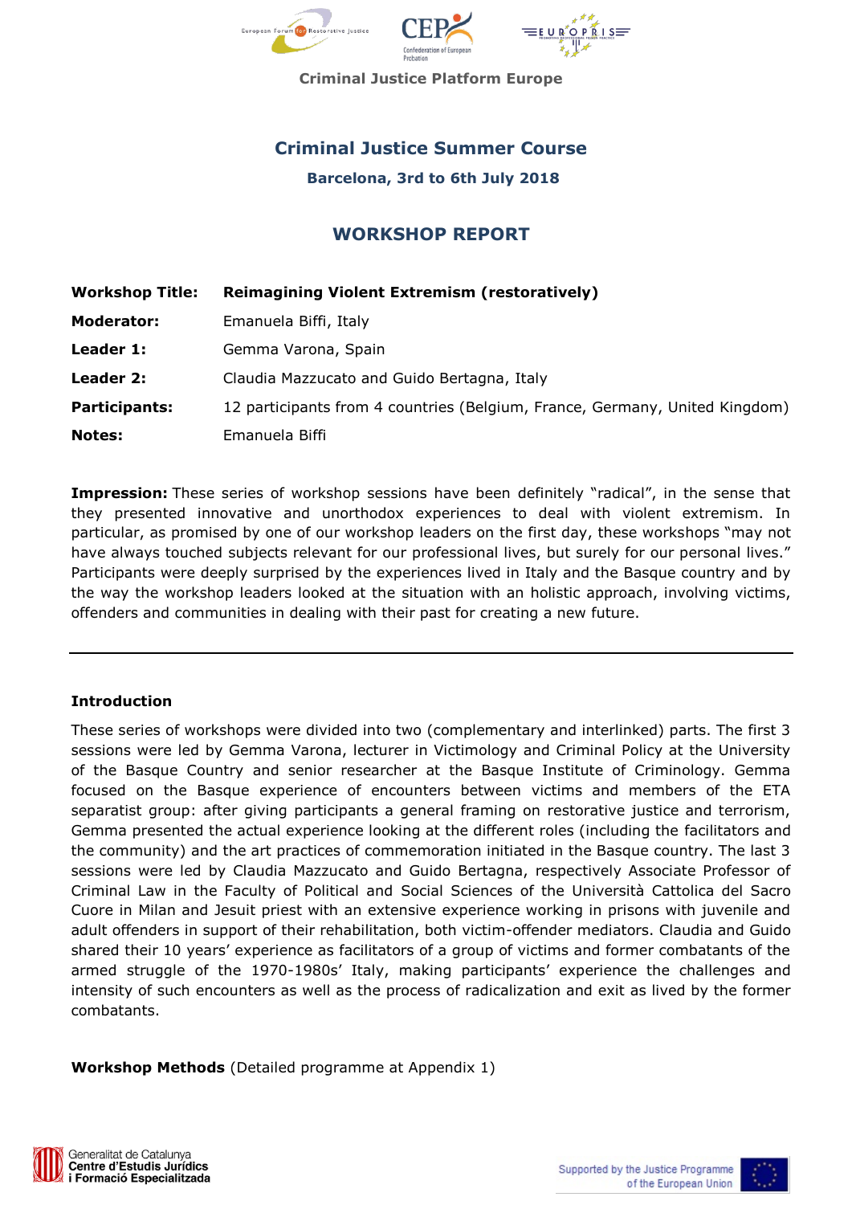Criminal Justice Platform Europe

# Criminal Justice Summer Course

**Barcelona, 3rd to 6th July 2018**

## WORKSHOP REPORT

| | |
|---|---|
| **Workshop Title:** | **Reimagining Violent Extremism (restoratively)** |
| **Moderator:** | Emanuela Biffi, Italy |
| **Leader 1:** | Gemma Varona, Spain |
| **Leader 2:** | Claudia Mazzucato and Guido Bertagna, Italy |
| **Participants:** | 12 participants from 4 countries (Belgium, France, Germany, United Kingdom) |
| **Notes:** | Emanuela Biffi |

**Impression:** These series of workshop sessions have been definitely "radical", in the sense that they presented innovative and unorthodox experiences to deal with violent extremism. In particular, as promised by one of our workshop leaders on the first day, these workshops "may not have always touched subjects relevant for our professional lives, but surely for our personal lives." Participants were deeply surprised by the experiences lived in Italy and the Basque country and by the way the workshop leaders looked at the situation with an holistic approach, involving victims, offenders and communities in dealing with their past for creating a new future.

---

**Introduction**

These series of workshops were divided into two (complementary and interlinked) parts. The first 3 sessions were led by Gemma Varona, lecturer in Victimology and Criminal Policy at the University of the Basque Country and senior researcher at the Basque Institute of Criminology. Gemma focused on the Basque experience of encounters between victims and members of the ETA separatist group: after giving participants a general framing on restorative justice and terrorism, Gemma presented the actual experience looking at the different roles (including the facilitators and the community) and the art practices of commemoration initiated in the Basque country. The last 3 sessions were led by Claudia Mazzucato and Guido Bertagna, respectively Associate Professor of Criminal Law in the Faculty of Political and Social Sciences of the Università Cattolica del Sacro Cuore in Milan and Jesuit priest with an extensive experience working in prisons with juvenile and adult offenders in support of their rehabilitation, both victim-offender mediators. Claudia and Guido shared their 10 years' experience as facilitators of a group of victims and former combatants of the armed struggle of the 1970-1980s' Italy, making participants' experience the challenges and intensity of such encounters as well as the process of radicalization and exit as lived by the former combatants.

**Workshop Methods** (Detailed programme at Appendix 1)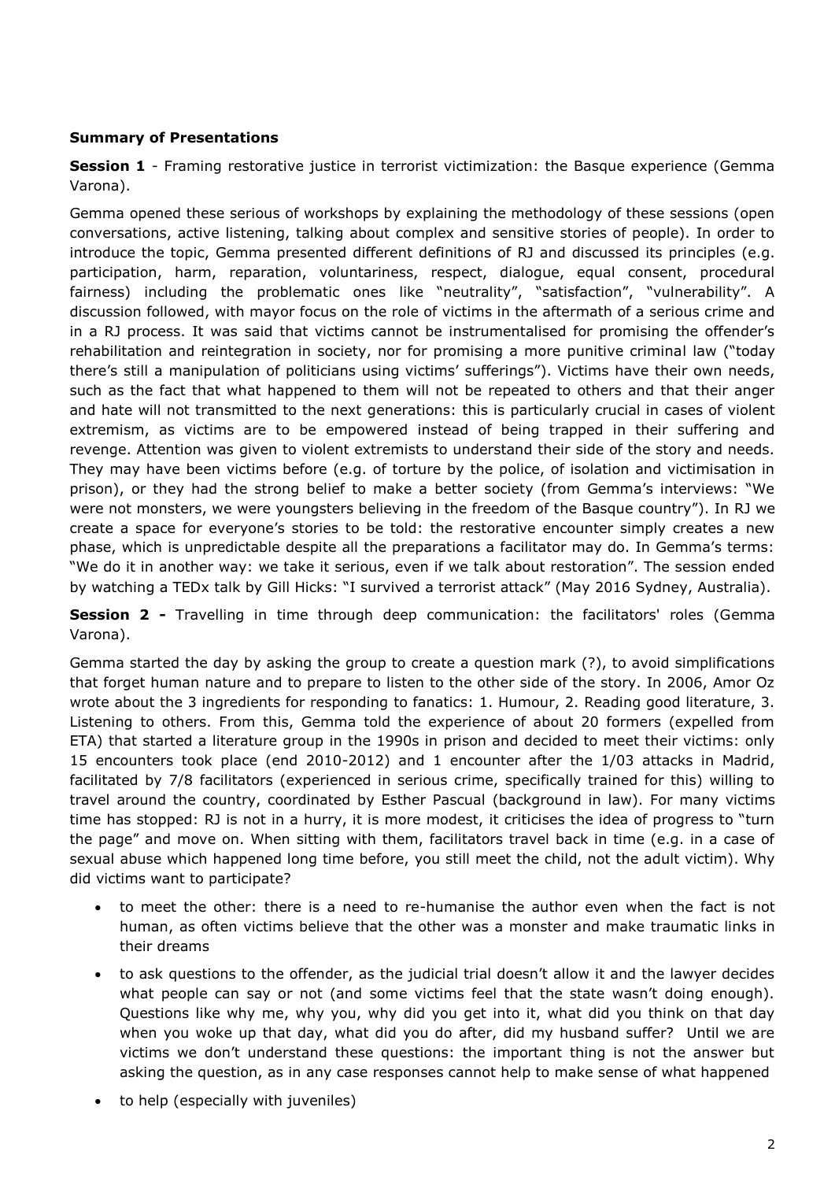**Summary of Presentations**

**Session 1** - Framing restorative justice in terrorist victimization: the Basque experience (Gemma Varona).

Gemma opened these serious of workshops by explaining the methodology of these sessions (open conversations, active listening, talking about complex and sensitive stories of people). In order to introduce the topic, Gemma presented different definitions of RJ and discussed its principles (e.g. participation, harm, reparation, voluntariness, respect, dialogue, equal consent, procedural fairness) including the problematic ones like "neutrality", "satisfaction", "vulnerability". A discussion followed, with mayor focus on the role of victims in the aftermath of a serious crime and in a RJ process. It was said that victims cannot be instrumentalised for promising the offender's rehabilitation and reintegration in society, nor for promising a more punitive criminal law ("today there's still a manipulation of politicians using victims' sufferings"). Victims have their own needs, such as the fact that what happened to them will not be repeated to others and that their anger and hate will not transmitted to the next generations: this is particularly crucial in cases of violent extremism, as victims are to be empowered instead of being trapped in their suffering and revenge. Attention was given to violent extremists to understand their side of the story and needs. They may have been victims before (e.g. of torture by the police, of isolation and victimisation in prison), or they had the strong belief to make a better society (from Gemma's interviews: "We were not monsters, we were youngsters believing in the freedom of the Basque country"). In RJ we create a space for everyone's stories to be told: the restorative encounter simply creates a new phase, which is unpredictable despite all the preparations a facilitator may do. In Gemma's terms: "We do it in another way: we take it serious, even if we talk about restoration". The session ended by watching a TEDx talk by Gill Hicks: "I survived a terrorist attack" (May 2016 Sydney, Australia).

**Session 2 -** Travelling in time through deep communication: the facilitators' roles (Gemma Varona).

Gemma started the day by asking the group to create a question mark (?), to avoid simplifications that forget human nature and to prepare to listen to the other side of the story. In 2006, Amor Oz wrote about the 3 ingredients for responding to fanatics: 1. Humour, 2. Reading good literature, 3. Listening to others. From this, Gemma told the experience of about 20 formers (expelled from ETA) that started a literature group in the 1990s in prison and decided to meet their victims: only 15 encounters took place (end 2010-2012) and 1 encounter after the 1/03 attacks in Madrid, facilitated by 7/8 facilitators (experienced in serious crime, specifically trained for this) willing to travel around the country, coordinated by Esther Pascual (background in law). For many victims time has stopped: RJ is not in a hurry, it is more modest, it criticises the idea of progress to "turn the page" and move on. When sitting with them, facilitators travel back in time (e.g. in a case of sexual abuse which happened long time before, you still meet the child, not the adult victim). Why did victims want to participate?

- to meet the other: there is a need to re-humanise the author even when the fact is not human, as often victims believe that the other was a monster and make traumatic links in their dreams
- to ask questions to the offender, as the judicial trial doesn't allow it and the lawyer decides what people can say or not (and some victims feel that the state wasn't doing enough). Questions like why me, why you, why did you get into it, what did you think on that day when you woke up that day, what did you do after, did my husband suffer? Until we are victims we don't understand these questions: the important thing is not the answer but asking the question, as in any case responses cannot help to make sense of what happened
- to help (especially with juveniles)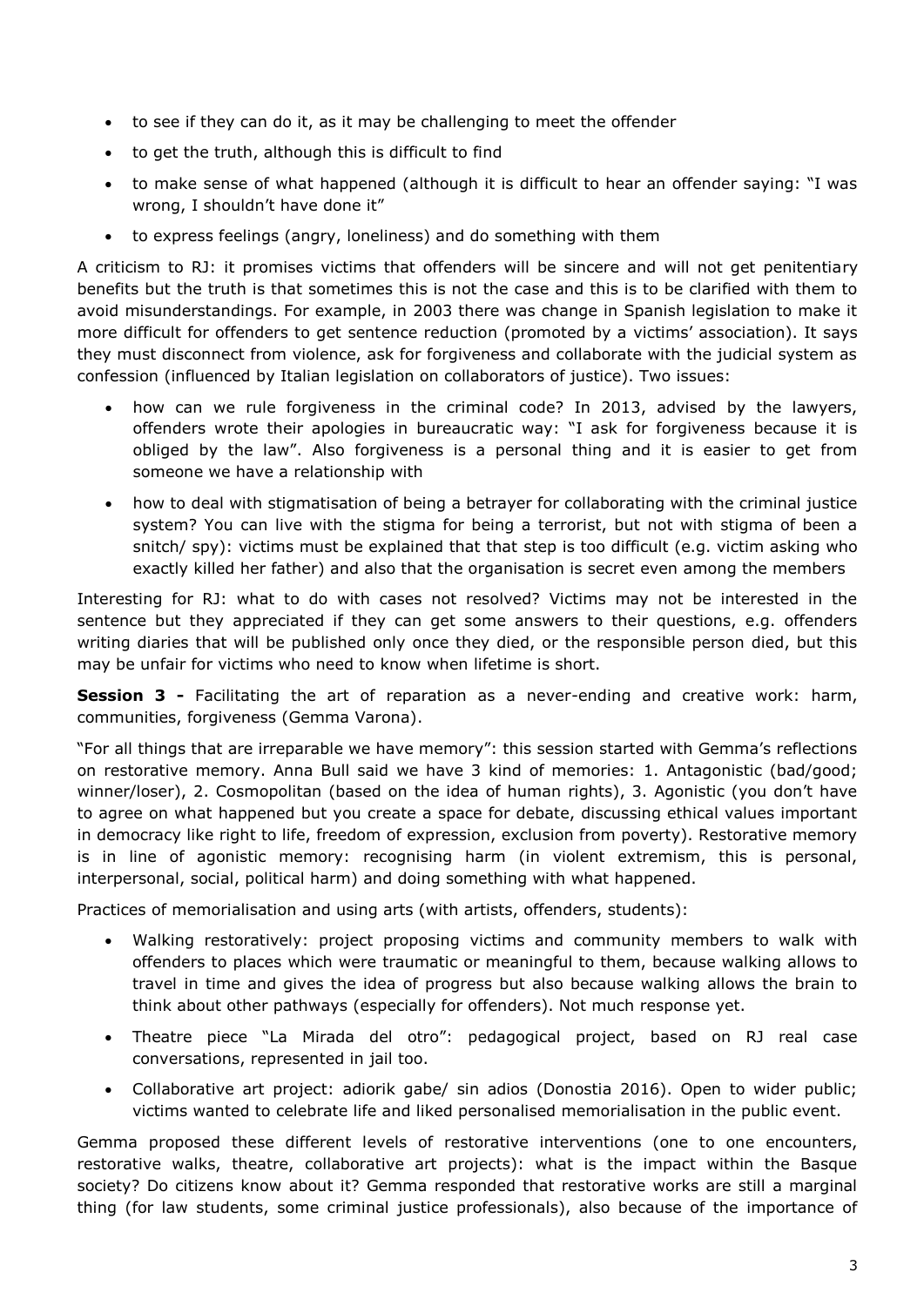- to see if they can do it, as it may be challenging to meet the offender
- to get the truth, although this is difficult to find
- to make sense of what happened (although it is difficult to hear an offender saying: "I was wrong, I shouldn't have done it"
- to express feelings (angry, loneliness) and do something with them

A criticism to RJ: it promises victims that offenders will be sincere and will not get penitentiary benefits but the truth is that sometimes this is not the case and this is to be clarified with them to avoid misunderstandings. For example, in 2003 there was change in Spanish legislation to make it more difficult for offenders to get sentence reduction (promoted by a victims' association). It says they must disconnect from violence, ask for forgiveness and collaborate with the judicial system as confession (influenced by Italian legislation on collaborators of justice). Two issues:

- how can we rule forgiveness in the criminal code? In 2013, advised by the lawyers, offenders wrote their apologies in bureaucratic way: "I ask for forgiveness because it is obliged by the law". Also forgiveness is a personal thing and it is easier to get from someone we have a relationship with
- how to deal with stigmatisation of being a betrayer for collaborating with the criminal justice system? You can live with the stigma for being a terrorist, but not with stigma of been a snitch/ spy): victims must be explained that that step is too difficult (e.g. victim asking who exactly killed her father) and also that the organisation is secret even among the members

Interesting for RJ: what to do with cases not resolved? Victims may not be interested in the sentence but they appreciated if they can get some answers to their questions, e.g. offenders writing diaries that will be published only once they died, or the responsible person died, but this may be unfair for victims who need to know when lifetime is short.

**Session 3 -** Facilitating the art of reparation as a never-ending and creative work: harm, communities, forgiveness (Gemma Varona).

"For all things that are irreparable we have memory": this session started with Gemma's reflections on restorative memory. Anna Bull said we have 3 kind of memories: 1. Antagonistic (bad/good; winner/loser), 2. Cosmopolitan (based on the idea of human rights), 3. Agonistic (you don't have to agree on what happened but you create a space for debate, discussing ethical values important in democracy like right to life, freedom of expression, exclusion from poverty). Restorative memory is in line of agonistic memory: recognising harm (in violent extremism, this is personal, interpersonal, social, political harm) and doing something with what happened.

Practices of memorialisation and using arts (with artists, offenders, students):

- Walking restoratively: project proposing victims and community members to walk with offenders to places which were traumatic or meaningful to them, because walking allows to travel in time and gives the idea of progress but also because walking allows the brain to think about other pathways (especially for offenders). Not much response yet.
- Theatre piece "La Mirada del otro": pedagogical project, based on RJ real case conversations, represented in jail too.
- Collaborative art project: adiorik gabe/ sin adios (Donostia 2016). Open to wider public; victims wanted to celebrate life and liked personalised memorialisation in the public event.

Gemma proposed these different levels of restorative interventions (one to one encounters, restorative walks, theatre, collaborative art projects): what is the impact within the Basque society? Do citizens know about it? Gemma responded that restorative works are still a marginal thing (for law students, some criminal justice professionals), also because of the importance of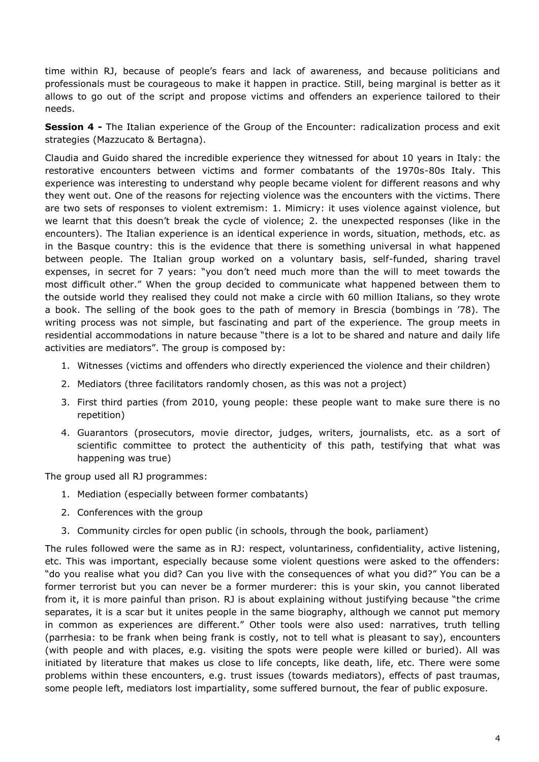time within RJ, because of people's fears and lack of awareness, and because politicians and professionals must be courageous to make it happen in practice. Still, being marginal is better as it allows to go out of the script and propose victims and offenders an experience tailored to their needs.

**Session 4 -** The Italian experience of the Group of the Encounter: radicalization process and exit strategies (Mazzucato & Bertagna).

Claudia and Guido shared the incredible experience they witnessed for about 10 years in Italy: the restorative encounters between victims and former combatants of the 1970s-80s Italy. This experience was interesting to understand why people became violent for different reasons and why they went out. One of the reasons for rejecting violence was the encounters with the victims. There are two sets of responses to violent extremism: 1. Mimicry: it uses violence against violence, but we learnt that this doesn't break the cycle of violence; 2. the unexpected responses (like in the encounters). The Italian experience is an identical experience in words, situation, methods, etc. as in the Basque country: this is the evidence that there is something universal in what happened between people. The Italian group worked on a voluntary basis, self-funded, sharing travel expenses, in secret for 7 years: "you don't need much more than the will to meet towards the most difficult other." When the group decided to communicate what happened between them to the outside world they realised they could not make a circle with 60 million Italians, so they wrote a book. The selling of the book goes to the path of memory in Brescia (bombings in '78). The writing process was not simple, but fascinating and part of the experience. The group meets in residential accommodations in nature because "there is a lot to be shared and nature and daily life activities are mediators". The group is composed by:

1. Witnesses (victims and offenders who directly experienced the violence and their children)
2. Mediators (three facilitators randomly chosen, as this was not a project)
3. First third parties (from 2010, young people: these people want to make sure there is no repetition)
4. Guarantors (prosecutors, movie director, judges, writers, journalists, etc. as a sort of scientific committee to protect the authenticity of this path, testifying that what was happening was true)

The group used all RJ programmes:

1. Mediation (especially between former combatants)
2. Conferences with the group
3. Community circles for open public (in schools, through the book, parliament)

The rules followed were the same as in RJ: respect, voluntariness, confidentiality, active listening, etc. This was important, especially because some violent questions were asked to the offenders: "do you realise what you did? Can you live with the consequences of what you did?" You can be a former terrorist but you can never be a former murderer: this is your skin, you cannot liberated from it, it is more painful than prison. RJ is about explaining without justifying because "the crime separates, it is a scar but it unites people in the same biography, although we cannot put memory in common as experiences are different." Other tools were also used: narratives, truth telling (parrhesia: to be frank when being frank is costly, not to tell what is pleasant to say), encounters (with people and with places, e.g. visiting the spots were people were killed or buried). All was initiated by literature that makes us close to life concepts, like death, life, etc. There were some problems within these encounters, e.g. trust issues (towards mediators), effects of past traumas, some people left, mediators lost impartiality, some suffered burnout, the fear of public exposure.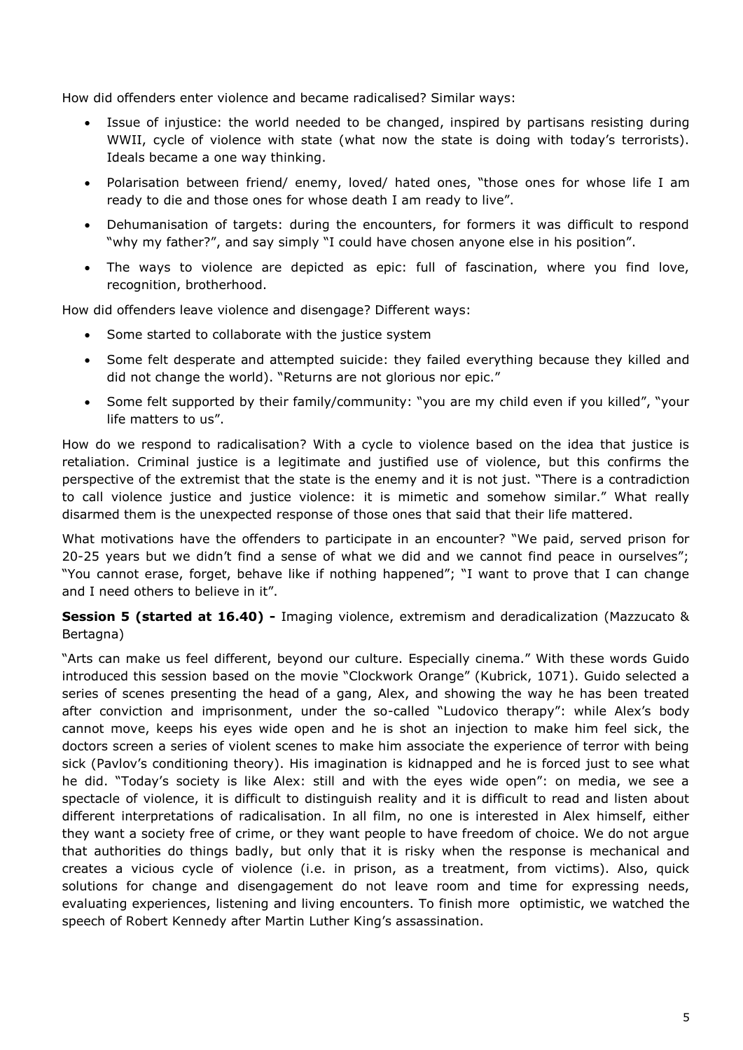How did offenders enter violence and became radicalised? Similar ways:

- Issue of injustice: the world needed to be changed, inspired by partisans resisting during WWII, cycle of violence with state (what now the state is doing with today's terrorists). Ideals became a one way thinking.
- Polarisation between friend/ enemy, loved/ hated ones, "those ones for whose life I am ready to die and those ones for whose death I am ready to live".
- Dehumanisation of targets: during the encounters, for formers it was difficult to respond "why my father?", and say simply "I could have chosen anyone else in his position".
- The ways to violence are depicted as epic: full of fascination, where you find love, recognition, brotherhood.

How did offenders leave violence and disengage? Different ways:

- Some started to collaborate with the justice system
- Some felt desperate and attempted suicide: they failed everything because they killed and did not change the world). "Returns are not glorious nor epic."
- Some felt supported by their family/community: "you are my child even if you killed", "your life matters to us".

How do we respond to radicalisation? With a cycle to violence based on the idea that justice is retaliation. Criminal justice is a legitimate and justified use of violence, but this confirms the perspective of the extremist that the state is the enemy and it is not just. "There is a contradiction to call violence justice and justice violence: it is mimetic and somehow similar." What really disarmed them is the unexpected response of those ones that said that their life mattered.

What motivations have the offenders to participate in an encounter? "We paid, served prison for 20-25 years but we didn't find a sense of what we did and we cannot find peace in ourselves"; "You cannot erase, forget, behave like if nothing happened"; "I want to prove that I can change and I need others to believe in it".

**Session 5 (started at 16.40) -** Imaging violence, extremism and deradicalization (Mazzucato & Bertagna)

"Arts can make us feel different, beyond our culture. Especially cinema." With these words Guido introduced this session based on the movie "Clockwork Orange" (Kubrick, 1071). Guido selected a series of scenes presenting the head of a gang, Alex, and showing the way he has been treated after conviction and imprisonment, under the so-called "Ludovico therapy": while Alex's body cannot move, keeps his eyes wide open and he is shot an injection to make him feel sick, the doctors screen a series of violent scenes to make him associate the experience of terror with being sick (Pavlov's conditioning theory). His imagination is kidnapped and he is forced just to see what he did. "Today's society is like Alex: still and with the eyes wide open": on media, we see a spectacle of violence, it is difficult to distinguish reality and it is difficult to read and listen about different interpretations of radicalisation. In all film, no one is interested in Alex himself, either they want a society free of crime, or they want people to have freedom of choice. We do not argue that authorities do things badly, but only that it is risky when the response is mechanical and creates a vicious cycle of violence (i.e. in prison, as a treatment, from victims). Also, quick solutions for change and disengagement do not leave room and time for expressing needs, evaluating experiences, listening and living encounters. To finish more optimistic, we watched the speech of Robert Kennedy after Martin Luther King's assassination.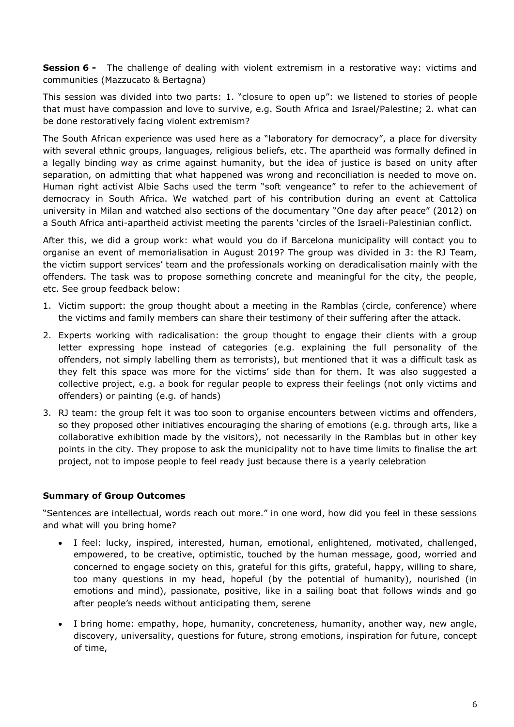**Session 6 -** The challenge of dealing with violent extremism in a restorative way: victims and communities (Mazzucato & Bertagna)

This session was divided into two parts: 1. "closure to open up": we listened to stories of people that must have compassion and love to survive, e.g. South Africa and Israel/Palestine; 2. what can be done restoratively facing violent extremism?

The South African experience was used here as a "laboratory for democracy", a place for diversity with several ethnic groups, languages, religious beliefs, etc. The apartheid was formally defined in a legally binding way as crime against humanity, but the idea of justice is based on unity after separation, on admitting that what happened was wrong and reconciliation is needed to move on. Human right activist Albie Sachs used the term "soft vengeance" to refer to the achievement of democracy in South Africa. We watched part of his contribution during an event at Cattolica university in Milan and watched also sections of the documentary "One day after peace" (2012) on a South Africa anti-apartheid activist meeting the parents 'circles of the Israeli-Palestinian conflict.

After this, we did a group work: what would you do if Barcelona municipality will contact you to organise an event of memorialisation in August 2019? The group was divided in 3: the RJ Team, the victim support services' team and the professionals working on deradicalisation mainly with the offenders. The task was to propose something concrete and meaningful for the city, the people, etc. See group feedback below:

1. Victim support: the group thought about a meeting in the Ramblas (circle, conference) where the victims and family members can share their testimony of their suffering after the attack.
2. Experts working with radicalisation: the group thought to engage their clients with a group letter expressing hope instead of categories (e.g. explaining the full personality of the offenders, not simply labelling them as terrorists), but mentioned that it was a difficult task as they felt this space was more for the victims' side than for them. It was also suggested a collective project, e.g. a book for regular people to express their feelings (not only victims and offenders) or painting (e.g. of hands)
3. RJ team: the group felt it was too soon to organise encounters between victims and offenders, so they proposed other initiatives encouraging the sharing of emotions (e.g. through arts, like a collaborative exhibition made by the visitors), not necessarily in the Ramblas but in other key points in the city. They propose to ask the municipality not to have time limits to finalise the art project, not to impose people to feel ready just because there is a yearly celebration

**Summary of Group Outcomes**

"Sentences are intellectual, words reach out more." in one word, how did you feel in these sessions and what will you bring home?

- I feel: lucky, inspired, interested, human, emotional, enlightened, motivated, challenged, empowered, to be creative, optimistic, touched by the human message, good, worried and concerned to engage society on this, grateful for this gifts, grateful, happy, willing to share, too many questions in my head, hopeful (by the potential of humanity), nourished (in emotions and mind), passionate, positive, like in a sailing boat that follows winds and go after people's needs without anticipating them, serene
- I bring home: empathy, hope, humanity, concreteness, humanity, another way, new angle, discovery, universality, questions for future, strong emotions, inspiration for future, concept of time,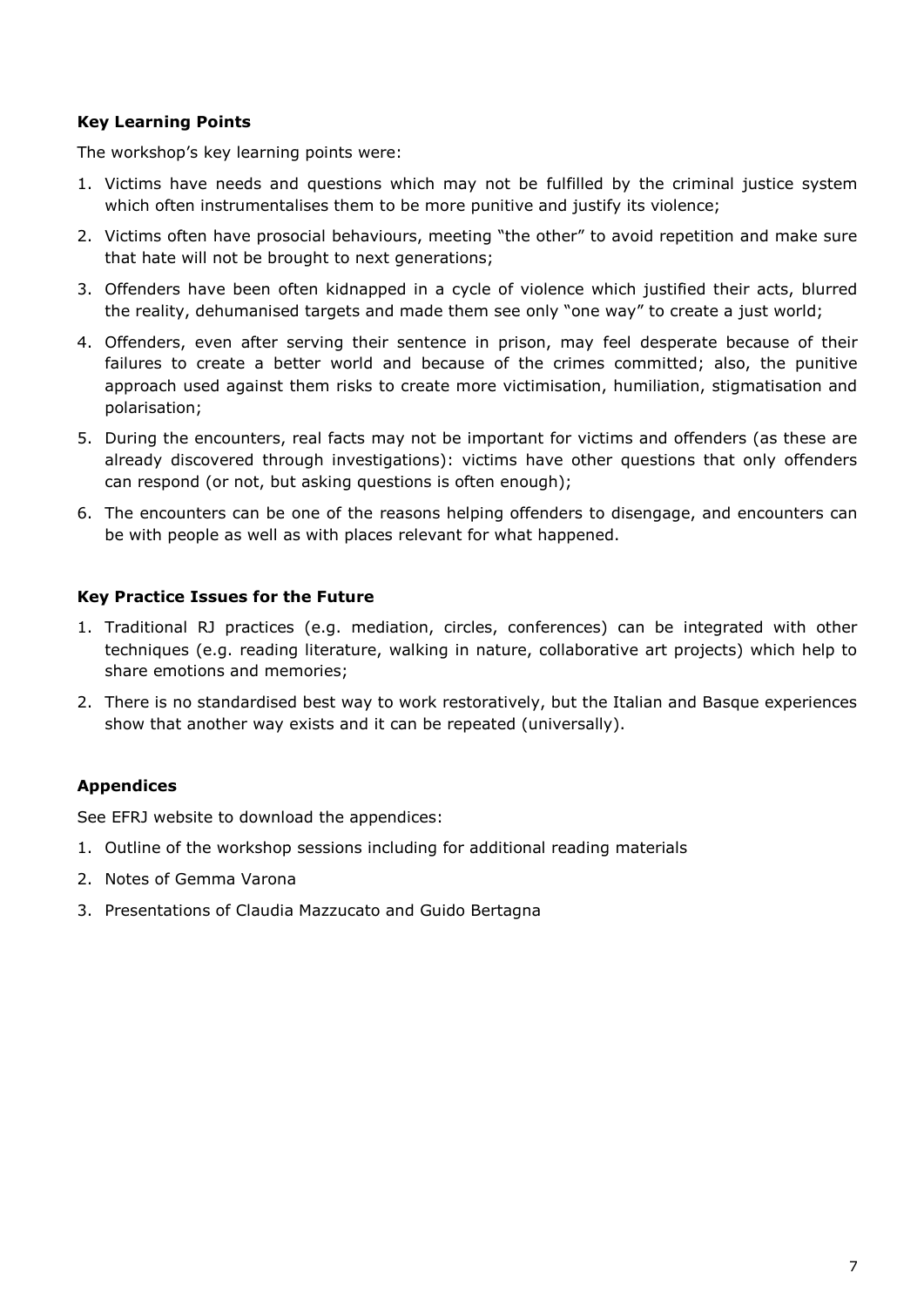### Key Learning Points

The workshop's key learning points were:

1. Victims have needs and questions which may not be fulfilled by the criminal justice system which often instrumentalises them to be more punitive and justify its violence;
2. Victims often have prosocial behaviours, meeting "the other" to avoid repetition and make sure that hate will not be brought to next generations;
3. Offenders have been often kidnapped in a cycle of violence which justified their acts, blurred the reality, dehumanised targets and made them see only "one way" to create a just world;
4. Offenders, even after serving their sentence in prison, may feel desperate because of their failures to create a better world and because of the crimes committed; also, the punitive approach used against them risks to create more victimisation, humiliation, stigmatisation and polarisation;
5. During the encounters, real facts may not be important for victims and offenders (as these are already discovered through investigations): victims have other questions that only offenders can respond (or not, but asking questions is often enough);
6. The encounters can be one of the reasons helping offenders to disengage, and encounters can be with people as well as with places relevant for what happened.

### Key Practice Issues for the Future

1. Traditional RJ practices (e.g. mediation, circles, conferences) can be integrated with other techniques (e.g. reading literature, walking in nature, collaborative art projects) which help to share emotions and memories;
2. There is no standardised best way to work restoratively, but the Italian and Basque experiences show that another way exists and it can be repeated (universally).

### Appendices

See EFRJ website to download the appendices:

1. Outline of the workshop sessions including for additional reading materials
2. Notes of Gemma Varona
3. Presentations of Claudia Mazzucato and Guido Bertagna